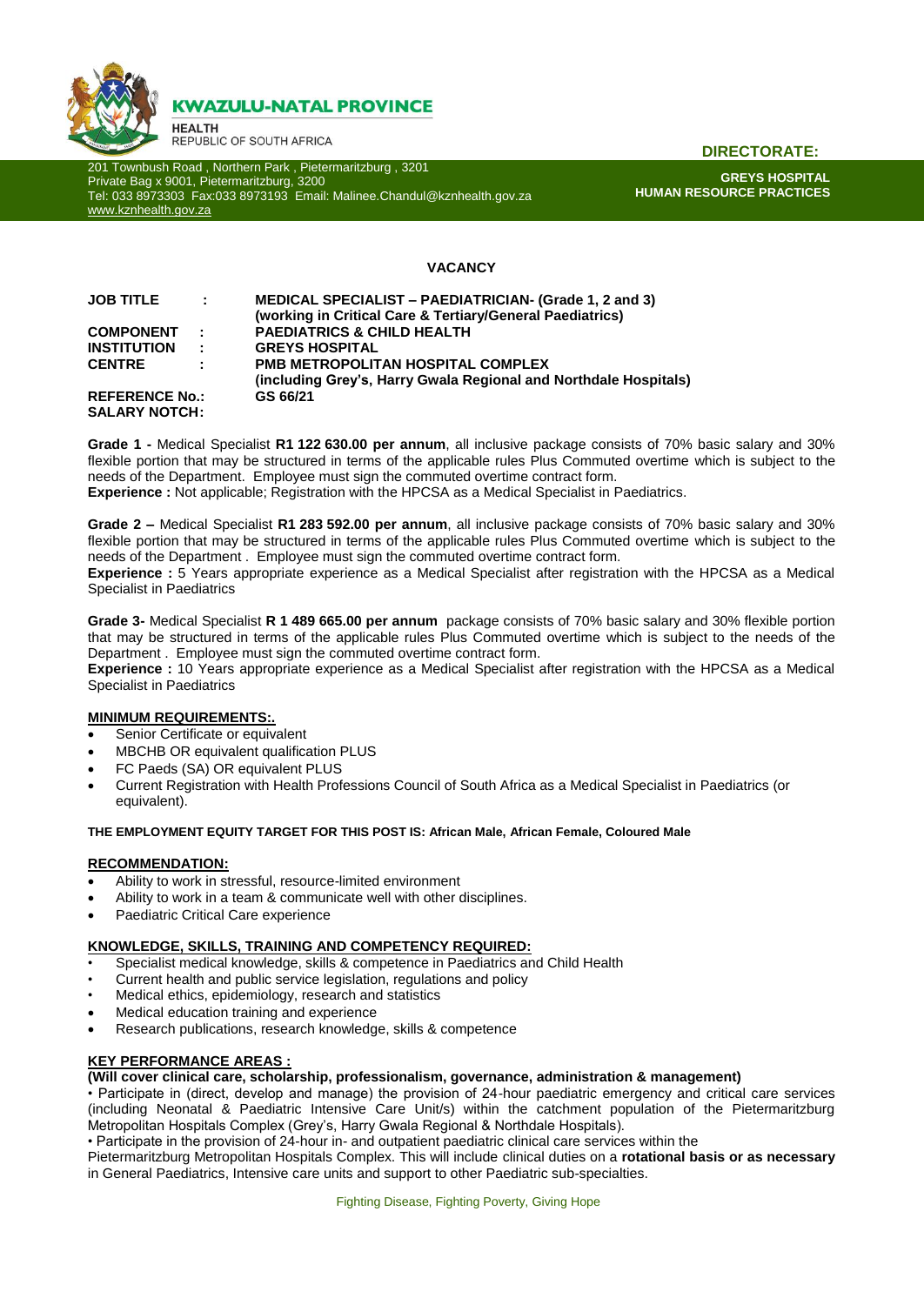**KWAZULU-NATAL PROVINCE**

**HEALTH**
REPUBLIC OF SOUTH AFRICA

**DIRECTORATE:**

201 Townbush Road , Northern Park , Pietermaritzburg , 3201
Private Bag x 9001, Pietermaritzburg, 3200
Tel: 033 8973303 Fax:033 8973193 Email: Malinee.Chandul@kznhealth.gov.za
www.kznhealth.gov.za

**GREYS HOSPITAL**
**HUMAN RESOURCE PRACTICES**

## VACANCY

| | | |
|---|---|---|
| **JOB TITLE** | **:** | **MEDICAL SPECIALIST – PAEDIATRICIAN- (Grade 1, 2 and 3) (working in Critical Care & Tertiary/General Paediatrics)** |
| **COMPONENT** | **:** | **PAEDIATRICS & CHILD HEALTH** |
| **INSTITUTION** | **:** | **GREYS HOSPITAL** |
| **CENTRE** | **:** | **PMB METROPOLITAN HOSPITAL COMPLEX (including Grey's, Harry Gwala Regional and Northdale Hospitals)** |
| **REFERENCE No.:** | | **GS 66/21** |
| **SALARY NOTCH:** | | |

**Grade 1 -** Medical Specialist **R1 122 630.00 per annum**, all inclusive package consists of 70% basic salary and 30% flexible portion that may be structured in terms of the applicable rules Plus Commuted overtime which is subject to the needs of the Department. Employee must sign the commuted overtime contract form.
**Experience :** Not applicable; Registration with the HPCSA as a Medical Specialist in Paediatrics.

**Grade 2 –** Medical Specialist **R1 283 592.00 per annum**, all inclusive package consists of 70% basic salary and 30% flexible portion that may be structured in terms of the applicable rules Plus Commuted overtime which is subject to the needs of the Department . Employee must sign the commuted overtime contract form.
**Experience :** 5 Years appropriate experience as a Medical Specialist after registration with the HPCSA as a Medical Specialist in Paediatrics

**Grade 3-** Medical Specialist **R 1 489 665.00 per annum** package consists of 70% basic salary and 30% flexible portion that may be structured in terms of the applicable rules Plus Commuted overtime which is subject to the needs of the Department . Employee must sign the commuted overtime contract form.
**Experience :** 10 Years appropriate experience as a Medical Specialist after registration with the HPCSA as a Medical Specialist in Paediatrics

### MINIMUM REQUIREMENTS:.

- Senior Certificate or equivalent
- MBCHB OR equivalent qualification PLUS
- FC Paeds (SA) OR equivalent PLUS
- Current Registration with Health Professions Council of South Africa as a Medical Specialist in Paediatrics (or equivalent).

**THE EMPLOYMENT EQUITY TARGET FOR THIS POST IS: African Male, African Female, Coloured Male**

### RECOMMENDATION:

- Ability to work in stressful, resource-limited environment
- Ability to work in a team & communicate well with other disciplines.
- Paediatric Critical Care experience

### KNOWLEDGE, SKILLS, TRAINING AND COMPETENCY REQUIRED:

- Specialist medical knowledge, skills & competence in Paediatrics and Child Health
- Current health and public service legislation, regulations and policy
- Medical ethics, epidemiology, research and statistics
- Medical education training and experience
- Research publications, research knowledge, skills & competence

### KEY PERFORMANCE AREAS :

**(Will cover clinical care, scholarship, professionalism, governance, administration & management)**

• Participate in (direct, develop and manage) the provision of 24-hour paediatric emergency and critical care services (including Neonatal & Paediatric Intensive Care Unit/s) within the catchment population of the Pietermaritzburg Metropolitan Hospitals Complex (Grey's, Harry Gwala Regional & Northdale Hospitals).

• Participate in the provision of 24-hour in- and outpatient paediatric clinical care services within the Pietermaritzburg Metropolitan Hospitals Complex. This will include clinical duties on a **rotational basis or as necessary** in General Paediatrics, Intensive care units and support to other Paediatric sub-specialties.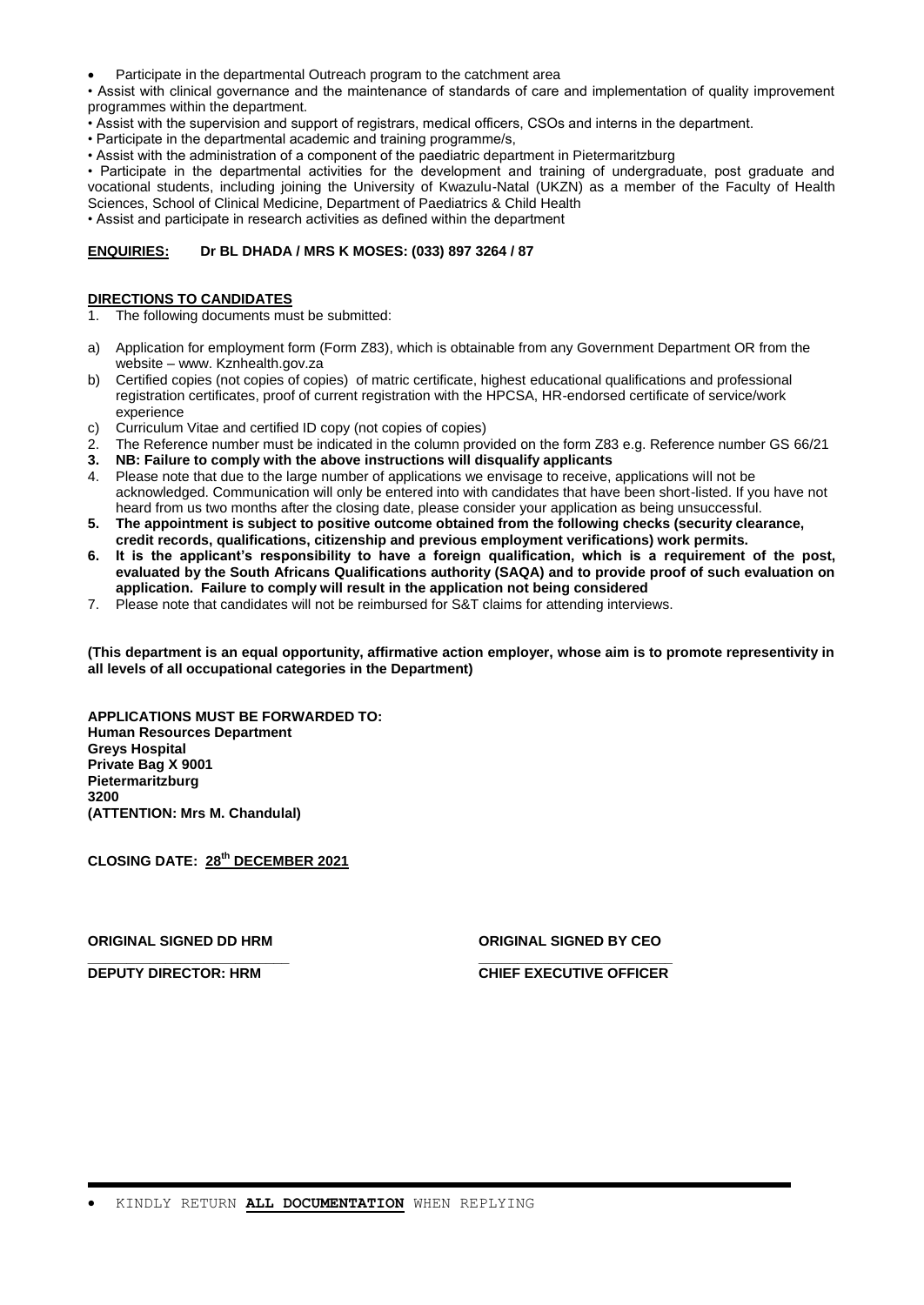- Participate in the departmental Outreach program to the catchment area
- Assist with clinical governance and the maintenance of standards of care and implementation of quality improvement programmes within the department.
- Assist with the supervision and support of registrars, medical officers, CSOs and interns in the department.
- Participate in the departmental academic and training programme/s,
- Assist with the administration of a component of the paediatric department in Pietermaritzburg
- Participate in the departmental activities for the development and training of undergraduate, post graduate and vocational students, including joining the University of Kwazulu-Natal (UKZN) as a member of the Faculty of Health Sciences, School of Clinical Medicine, Department of Paediatrics & Child Health
- Assist and participate in research activities as defined within the department

**ENQUIRIES:** **Dr BL DHADA / MRS K MOSES: (033) 897 3264 / 87**

**DIRECTIONS TO CANDIDATES**

1. The following documents must be submitted:

a) Application for employment form (Form Z83), which is obtainable from any Government Department OR from the website – www. Kznhealth.gov.za

b) Certified copies (not copies of copies) of matric certificate, highest educational qualifications and professional registration certificates, proof of current registration with the HPCSA, HR-endorsed certificate of service/work experience

c) Curriculum Vitae and certified ID copy (not copies of copies)

2. The Reference number must be indicated in the column provided on the form Z83 e.g. Reference number GS 66/21
3. **NB: Failure to comply with the above instructions will disqualify applicants**
4. Please note that due to the large number of applications we envisage to receive, applications will not be acknowledged. Communication will only be entered into with candidates that have been short-listed. If you have not heard from us two months after the closing date, please consider your application as being unsuccessful.
5. **The appointment is subject to positive outcome obtained from the following checks (security clearance, credit records, qualifications, citizenship and previous employment verifications) work permits.**
6. **It is the applicant's responsibility to have a foreign qualification, which is a requirement of the post, evaluated by the South Africans Qualifications authority (SAQA) and to provide proof of such evaluation on application. Failure to comply will result in the application not being considered**
7. Please note that candidates will not be reimbursed for S&T claims for attending interviews.

**(This department is an equal opportunity, affirmative action employer, whose aim is to promote representivity in all levels of all occupational categories in the Department)**

**APPLICATIONS MUST BE FORWARDED TO:**
**Human Resources Department**
**Greys Hospital**
**Private Bag X 9001**
**Pietermaritzburg**
**3200**
**(ATTENTION: Mrs M. Chandulal)**

**CLOSING DATE: 28th DECEMBER 2021**

**ORIGINAL SIGNED DD HRM**
**DEPUTY DIRECTOR: HRM**

**ORIGINAL SIGNED BY CEO**
**CHIEF EXECUTIVE OFFICER**

- KINDLY RETURN **ALL DOCUMENTATION** WHEN REPLYING